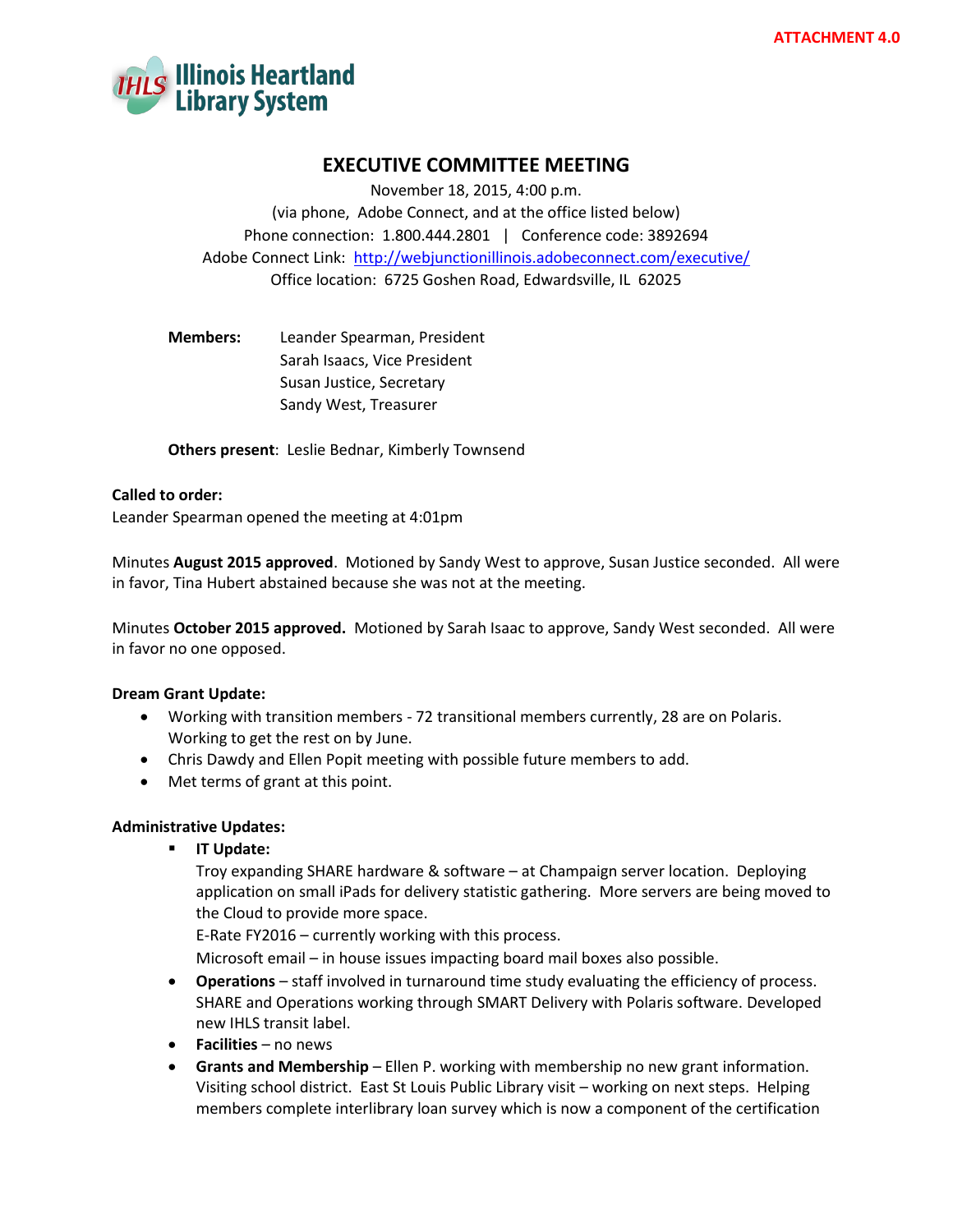ATTACHMENT 4.0

Illinois Heartland Library System

# EXECUTIVE COMMITTEE MEETING

November 18, 2015, 4:00 p.m.
(via phone, Adobe Connect, and at the office listed below)
Phone connection: 1.800.444.2801 | Conference code: 3892694
Adobe Connect Link: http://webjunctionillinois.adobeconnect.com/executive/
Office location: 6725 Goshen Road, Edwardsville, IL 62025

**Members:** Leander Spearman, President
Sarah Isaacs, Vice President
Susan Justice, Secretary
Sandy West, Treasurer

**Others present**: Leslie Bednar, Kimberly Townsend

**Called to order:**
Leander Spearman opened the meeting at 4:01pm

Minutes **August 2015 approved**. Motioned by Sandy West to approve, Susan Justice seconded. All were in favor, Tina Hubert abstained because she was not at the meeting.

Minutes **October 2015 approved.** Motioned by Sarah Isaac to approve, Sandy West seconded. All were in favor no one opposed.

**Dream Grant Update:**

- Working with transition members - 72 transitional members currently, 28 are on Polaris. Working to get the rest on by June.
- Chris Dawdy and Ellen Popit meeting with possible future members to add.
- Met terms of grant at this point.

**Administrative Updates:**

- **IT Update:**
  Troy expanding SHARE hardware & software – at Champaign server location. Deploying application on small iPads for delivery statistic gathering. More servers are being moved to the Cloud to provide more space.
  E-Rate FY2016 – currently working with this process.
  Microsoft email – in house issues impacting board mail boxes also possible.
- **Operations** – staff involved in turnaround time study evaluating the efficiency of process. SHARE and Operations working through SMART Delivery with Polaris software. Developed new IHLS transit label.
- **Facilities** – no news
- **Grants and Membership** – Ellen P. working with membership no new grant information. Visiting school district. East St Louis Public Library visit – working on next steps. Helping members complete interlibrary loan survey which is now a component of the certification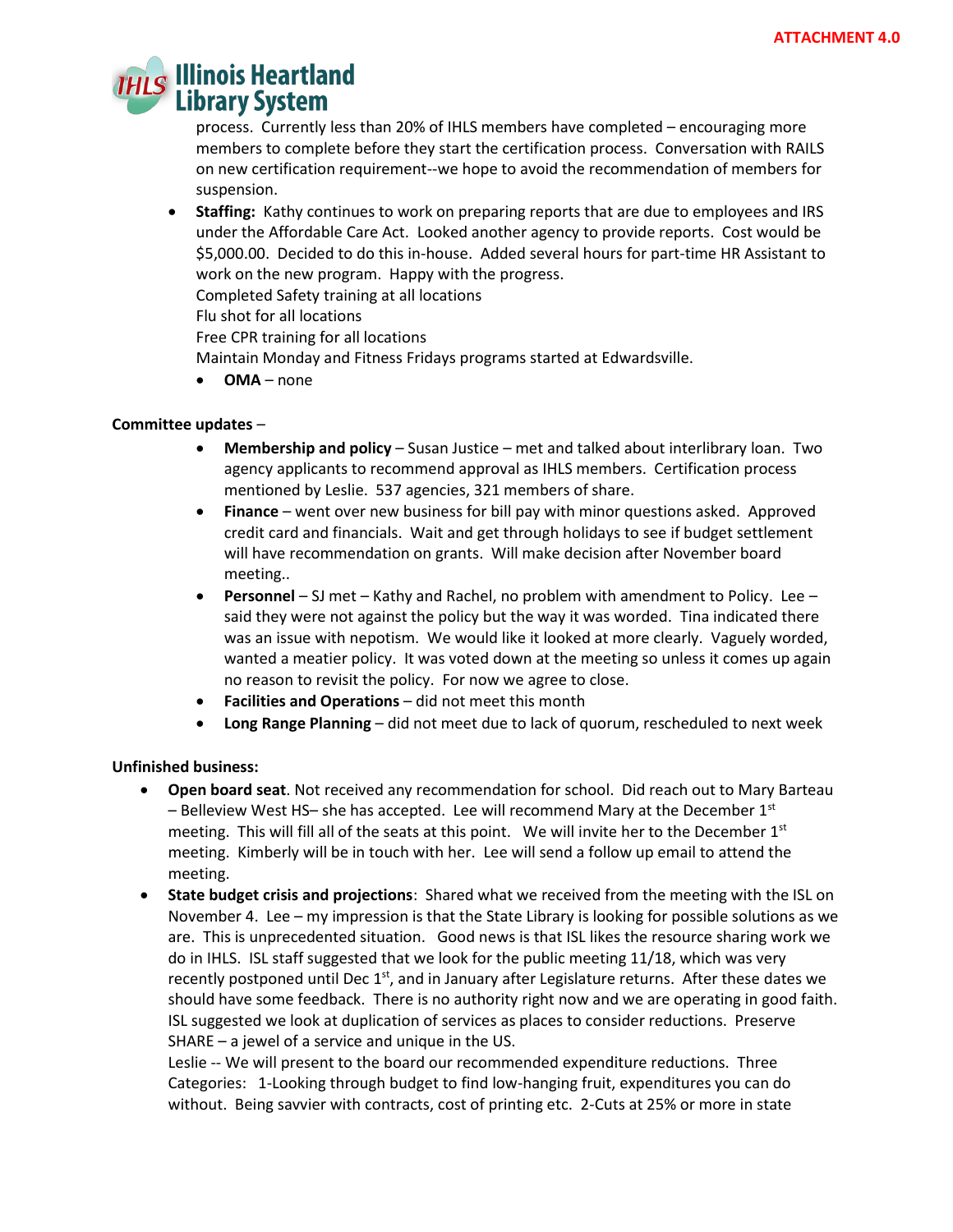process. Currently less than 20% of IHLS members have completed – encouraging more members to complete before they start the certification process. Conversation with RAILS on new certification requirement--we hope to avoid the recommendation of members for suspension.

- **Staffing:** Kathy continues to work on preparing reports that are due to employees and IRS under the Affordable Care Act. Looked another agency to provide reports. Cost would be \$5,000.00. Decided to do this in-house. Added several hours for part-time HR Assistant to work on the new program. Happy with the progress.
  Completed Safety training at all locations
  Flu shot for all locations
  Free CPR training for all locations
  Maintain Monday and Fitness Fridays programs started at Edwardsville.
  - **OMA** – none

**Committee updates** –

- **Membership and policy** – Susan Justice – met and talked about interlibrary loan. Two agency applicants to recommend approval as IHLS members. Certification process mentioned by Leslie. 537 agencies, 321 members of share.
- **Finance** – went over new business for bill pay with minor questions asked. Approved credit card and financials. Wait and get through holidays to see if budget settlement will have recommendation on grants. Will make decision after November board meeting..
- **Personnel** – SJ met – Kathy and Rachel, no problem with amendment to Policy. Lee – said they were not against the policy but the way it was worded. Tina indicated there was an issue with nepotism. We would like it looked at more clearly. Vaguely worded, wanted a meatier policy. It was voted down at the meeting so unless it comes up again no reason to revisit the policy. For now we agree to close.
- **Facilities and Operations** – did not meet this month
- **Long Range Planning** – did not meet due to lack of quorum, rescheduled to next week

**Unfinished business:**

- **Open board seat**. Not received any recommendation for school. Did reach out to Mary Barteau – Belleview West HS– she has accepted. Lee will recommend Mary at the December 1st meeting. This will fill all of the seats at this point. We will invite her to the December 1st meeting. Kimberly will be in touch with her. Lee will send a follow up email to attend the meeting.
- **State budget crisis and projections**: Shared what we received from the meeting with the ISL on November 4. Lee – my impression is that the State Library is looking for possible solutions as we are. This is unprecedented situation. Good news is that ISL likes the resource sharing work we do in IHLS. ISL staff suggested that we look for the public meeting 11/18, which was very recently postponed until Dec 1st, and in January after Legislature returns. After these dates we should have some feedback. There is no authority right now and we are operating in good faith. ISL suggested we look at duplication of services as places to consider reductions. Preserve SHARE – a jewel of a service and unique in the US.
  Leslie -- We will present to the board our recommended expenditure reductions. Three Categories: 1-Looking through budget to find low-hanging fruit, expenditures you can do without. Being savvier with contracts, cost of printing etc. 2-Cuts at 25% or more in state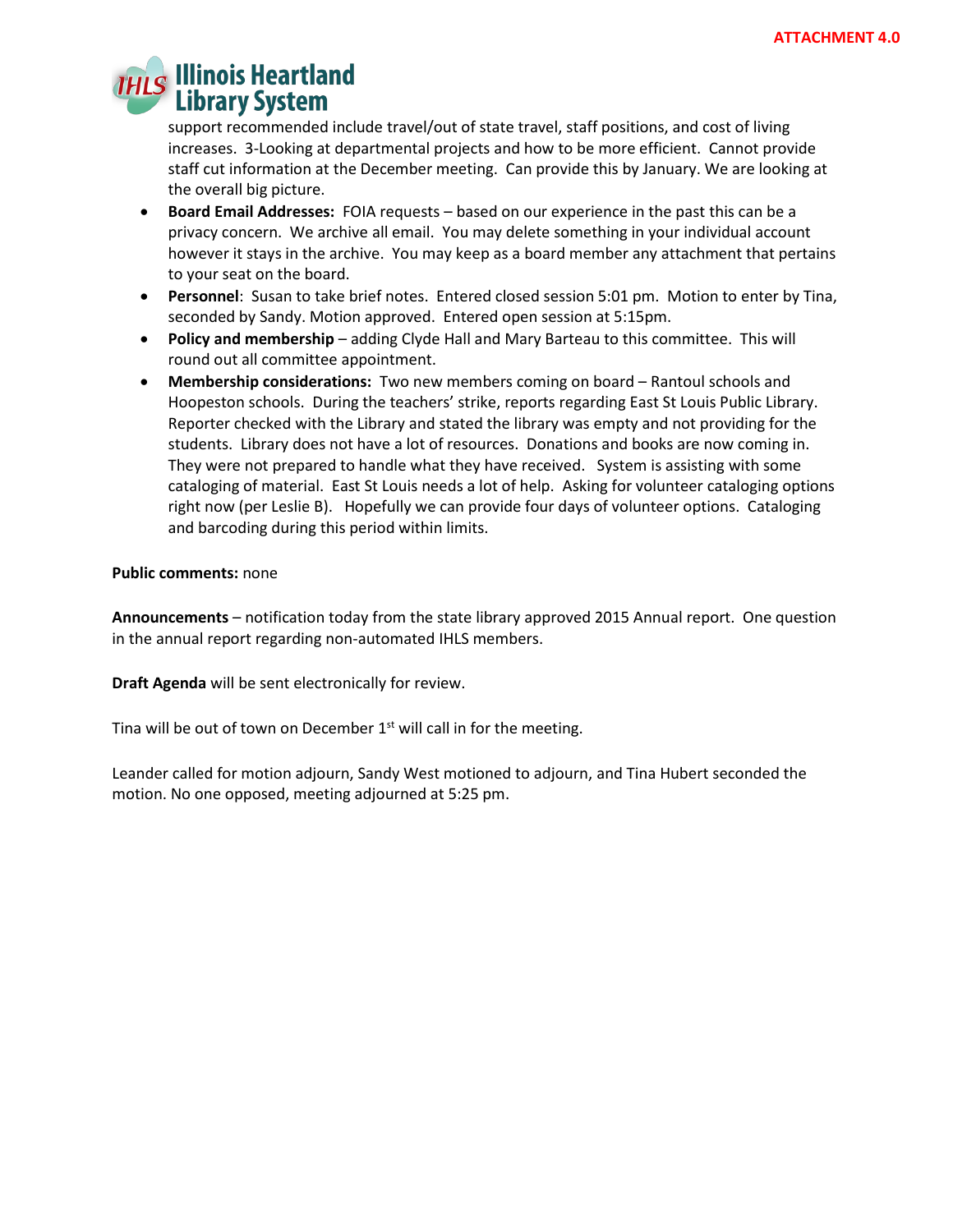support recommended include travel/out of state travel, staff positions, and cost of living increases. 3-Looking at departmental projects and how to be more efficient. Cannot provide staff cut information at the December meeting. Can provide this by January. We are looking at the overall big picture.

- **Board Email Addresses:** FOIA requests – based on our experience in the past this can be a privacy concern. We archive all email. You may delete something in your individual account however it stays in the archive. You may keep as a board member any attachment that pertains to your seat on the board.
- **Personnel**: Susan to take brief notes. Entered closed session 5:01 pm. Motion to enter by Tina, seconded by Sandy. Motion approved. Entered open session at 5:15pm.
- **Policy and membership** – adding Clyde Hall and Mary Barteau to this committee. This will round out all committee appointment.
- **Membership considerations:** Two new members coming on board – Rantoul schools and Hoopeston schools. During the teachers' strike, reports regarding East St Louis Public Library. Reporter checked with the Library and stated the library was empty and not providing for the students. Library does not have a lot of resources. Donations and books are now coming in. They were not prepared to handle what they have received. System is assisting with some cataloging of material. East St Louis needs a lot of help. Asking for volunteer cataloging options right now (per Leslie B). Hopefully we can provide four days of volunteer options. Cataloging and barcoding during this period within limits.

**Public comments:** none

**Announcements** – notification today from the state library approved 2015 Annual report. One question in the annual report regarding non-automated IHLS members.

**Draft Agenda** will be sent electronically for review.

Tina will be out of town on December 1st will call in for the meeting.

Leander called for motion adjourn, Sandy West motioned to adjourn, and Tina Hubert seconded the motion. No one opposed, meeting adjourned at 5:25 pm.